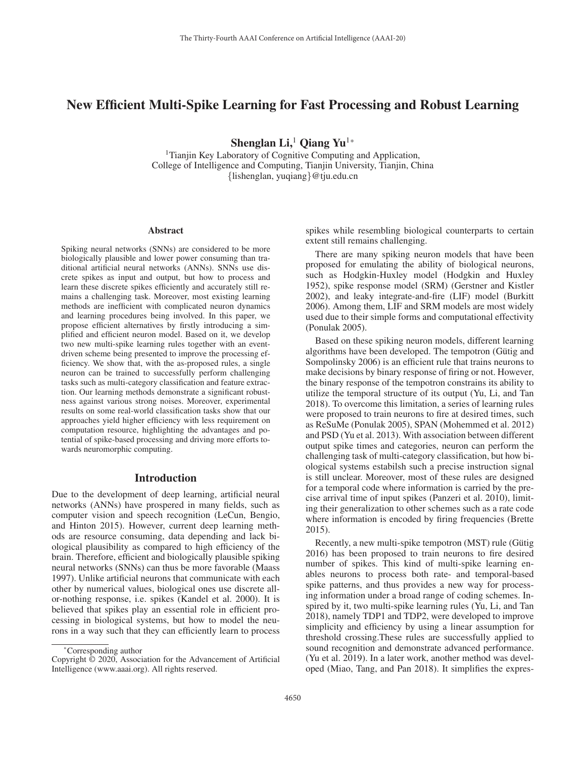# New Efficient Multi-Spike Learning for Fast Processing and Robust Learning

**Shenglan Li,[1] Qiang Yu[1*]**

[1]Tianjin Key Laboratory of Cognitive Computing and Application,
College of Intelligence and Computing, Tianjin University, Tianjin, China
{lishenglan, yuqiang}@tju.edu.cn

## Abstract

Spiking neural networks (SNNs) are considered to be more biologically plausible and lower power consuming than traditional artificial neural networks (ANNs). SNNs use discrete spikes as input and output, but how to process and learn these discrete spikes efficiently and accurately still remains a challenging task. Moreover, most existing learning methods are inefficient with complicated neuron dynamics and learning procedures being involved. In this paper, we propose efficient alternatives by firstly introducing a simplified and efficient neuron model. Based on it, we develop two new multi-spike learning rules together with an event-driven scheme being presented to improve the processing efficiency. We show that, with the as-proposed rules, a single neuron can be trained to successfully perform challenging tasks such as multi-category classification and feature extraction. Our learning methods demonstrate a significant robustness against various strong noises. Moreover, experimental results on some real-world classification tasks show that our approaches yield higher efficiency with less requirement on computation resource, highlighting the advantages and potential of spike-based processing and driving more efforts towards neuromorphic computing.

## Introduction

Due to the development of deep learning, artificial neural networks (ANNs) have prospered in many fields, such as computer vision and speech recognition (LeCun, Bengio, and Hinton 2015). However, current deep learning methods are resource consuming, data depending and lack biological plausibility as compared to high efficiency of the brain. Therefore, efficient and biologically plausible spiking neural networks (SNNs) can thus be more favorable (Maass 1997). Unlike artificial neurons that communicate with each other by numerical values, biological ones use discrete all-or-nothing response, i.e. spikes (Kandel et al. 2000). It is believed that spikes play an essential role in efficient processing in biological systems, but how to model the neurons in a way such that they can efficiently learn to process spikes while resembling biological counterparts to certain extent still remains challenging.

There are many spiking neuron models that have been proposed for emulating the ability of biological neurons, such as Hodgkin-Huxley model (Hodgkin and Huxley 1952), spike response model (SRM) (Gerstner and Kistler 2002), and leaky integrate-and-fire (LIF) model (Burkitt 2006). Among them, LIF and SRM models are most widely used due to their simple forms and computational effectivity (Ponulak 2005).

Based on these spiking neuron models, different learning algorithms have been developed. The tempotron (Gütig and Sompolinsky 2006) is an efficient rule that trains neurons to make decisions by binary response of firing or not. However, the binary response of the tempotron constrains its ability to utilize the temporal structure of its output (Yu, Li, and Tan 2018). To overcome this limitation, a series of learning rules were proposed to train neurons to fire at desired times, such as ReSuMe (Ponulak 2005), SPAN (Mohemmed et al. 2012) and PSD (Yu et al. 2013). With association between different output spike times and categories, neuron can perform the challenging task of multi-category classification, but how biological systems estabilsh such a precise instruction signal is still unclear. Moreover, most of these rules are designed for a temporal code where information is carried by the precise arrival time of input spikes (Panzeri et al. 2010), limiting their generalization to other schemes such as a rate code where information is encoded by firing frequencies (Brette 2015).

Recently, a new multi-spike tempotron (MST) rule (Gütig 2016) has been proposed to train neurons to fire desired number of spikes. This kind of multi-spike learning enables neurons to process both rate- and temporal-based spike patterns, and thus provides a new way for processing information under a broad range of coding schemes. Inspired by it, two multi-spike learning rules (Yu, Li, and Tan 2018), namely TDP1 and TDP2, were developed to improve simplicity and efficiency by using a linear assumption for threshold crossing.These rules are successfully applied to sound recognition and demonstrate advanced performance. (Yu et al. 2019). In a later work, another method was developed (Miao, Tang, and Pan 2018). It simplifies the expres-

*Corresponding author
Copyright © 2020, Association for the Advancement of Artificial Intelligence (www.aaai.org). All rights reserved.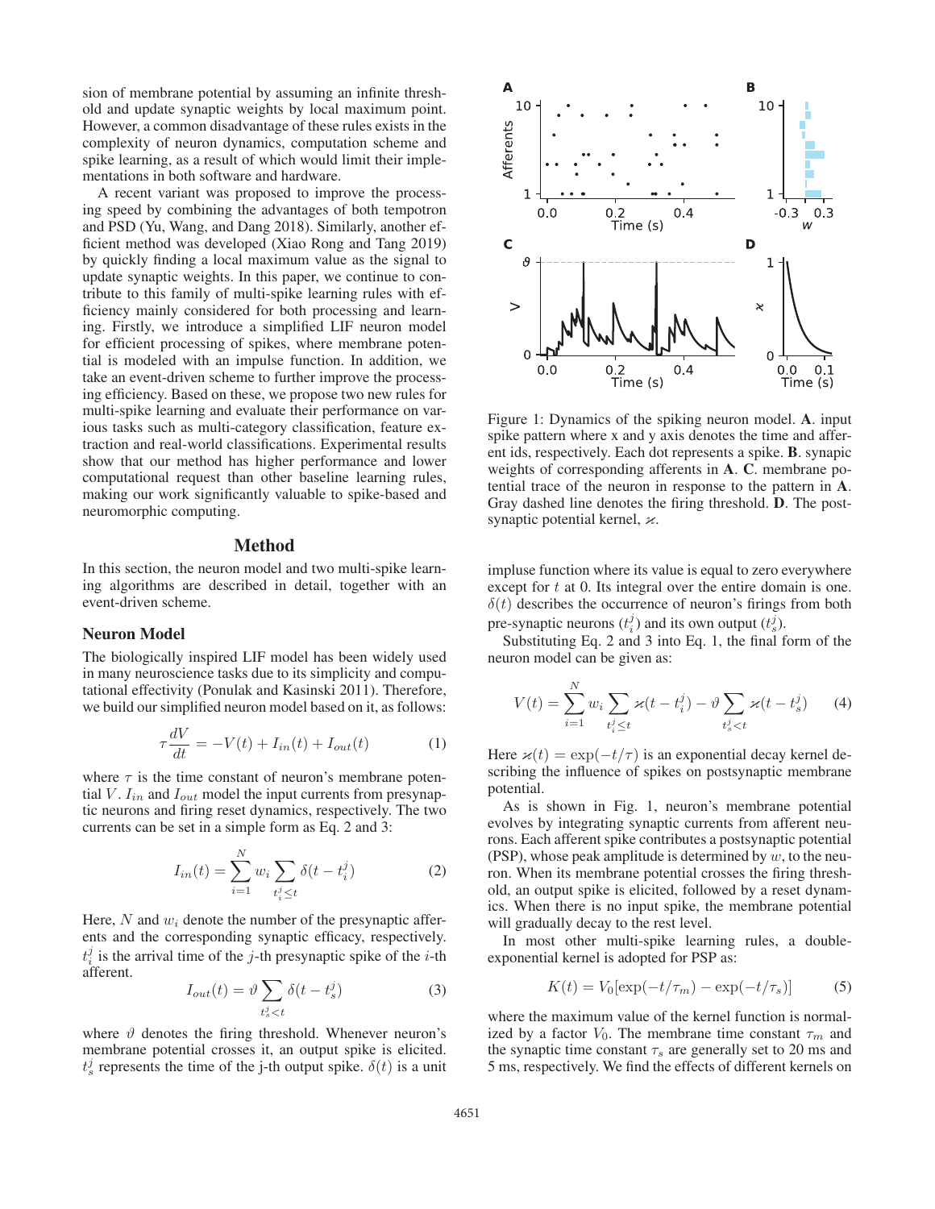sion of membrane potential by assuming an infinite threshold and update synaptic weights by local maximum point. However, a common disadvantage of these rules exists in the complexity of neuron dynamics, computation scheme and spike learning, as a result of which would limit their implementations in both software and hardware.

A recent variant was proposed to improve the processing speed by combining the advantages of both tempotron and PSD (Yu, Wang, and Dang 2018). Similarly, another efficient method was developed (Xiao Rong and Tang 2019) by quickly finding a local maximum value as the signal to update synaptic weights. In this paper, we continue to contribute to this family of multi-spike learning rules with efficiency mainly considered for both processing and learning. Firstly, we introduce a simplified LIF neuron model for efficient processing of spikes, where membrane potential is modeled with an impulse function. In addition, we take an event-driven scheme to further improve the processing efficiency. Based on these, we propose two new rules for multi-spike learning and evaluate their performance on various tasks such as multi-category classification, feature extraction and real-world classifications. Experimental results show that our method has higher performance and lower computational request than other baseline learning rules, making our work significantly valuable to spike-based and neuromorphic computing.

## Method

In this section, the neuron model and two multi-spike learning algorithms are described in detail, together with an event-driven scheme.

### Neuron Model

The biologically inspired LIF model has been widely used in many neuroscience tasks due to its simplicity and computational effectivity (Ponulak and Kasinski 2011). Therefore, we build our simplified neuron model based on it, as follows:

$$\tau \frac{dV}{dt} = -V(t) + I_{in}(t) + I_{out}(t) \tag{1}$$

where $\tau$ is the time constant of neuron's membrane potential $V$. $I_{in}$ and $I_{out}$ model the input currents from presynaptic neurons and firing reset dynamics, respectively. The two currents can be set in a simple form as Eq. 2 and 3:

$$I_{in}(t) = \sum_{i=1}^{N} w_i \sum_{t_i^j \leq t} \delta(t - t_i^j) \tag{2}$$

Here, $N$ and $w_i$ denote the number of the presynaptic afferents and the corresponding synaptic efficacy, respectively. $t_i^j$ is the arrival time of the $j$-th presynaptic spike of the $i$-th afferent.

$$I_{out}(t) = \vartheta \sum_{t_s^j < t} \delta(t - t_s^j) \tag{3}$$

where $\vartheta$ denotes the firing threshold. Whenever neuron's membrane potential crosses it, an output spike is elicited. $t_s^j$ represents the time of the j-th output spike. $\delta(t)$ is a unit impluse function where its value is equal to zero everywhere except for $t$ at 0. Its integral over the entire domain is one. $\delta(t)$ describes the occurrence of neuron's firings from both pre-synaptic neurons ($t_i^j$) and its own output ($t_s^j$).

Figure 1: Dynamics of the spiking neuron model. **A**. input spike pattern where x and y axis denotes the time and afferent ids, respectively. Each dot represents a spike. **B**. synapic weights of corresponding afferents in **A**. **C**. membrane potential trace of the neuron in response to the pattern in **A**. Gray dashed line denotes the firing threshold. **D**. The post-synaptic potential kernel, $\varkappa$.

Substituting Eq. 2 and 3 into Eq. 1, the final form of the neuron model can be given as:

$$V(t) = \sum_{i=1}^{N} w_i \sum_{t_i^j \leq t} \varkappa(t - t_i^j) - \vartheta \sum_{t_s^j < t} \varkappa(t - t_s^j) \tag{4}$$

Here $\varkappa(t) = \exp(-t/\tau)$ is an exponential decay kernel describing the influence of spikes on postsynaptic membrane potential.

As is shown in Fig. 1, neuron's membrane potential evolves by integrating synaptic currents from afferent neurons. Each afferent spike contributes a postsynaptic potential (PSP), whose peak amplitude is determined by $w$, to the neuron. When its membrane potential crosses the firing threshold, an output spike is elicited, followed by a reset dynamics. When there is no input spike, the membrane potential will gradually decay to the rest level.

In most other multi-spike learning rules, a double-exponential kernel is adopted for PSP as:

$$K(t) = V_0[\exp(-t/\tau_m) - \exp(-t/\tau_s)] \tag{5}$$

where the maximum value of the kernel function is normalized by a factor $V_0$. The membrane time constant $\tau_m$ and the synaptic time constant $\tau_s$ are generally set to 20 ms and 5 ms, respectively. We find the effects of different kernels on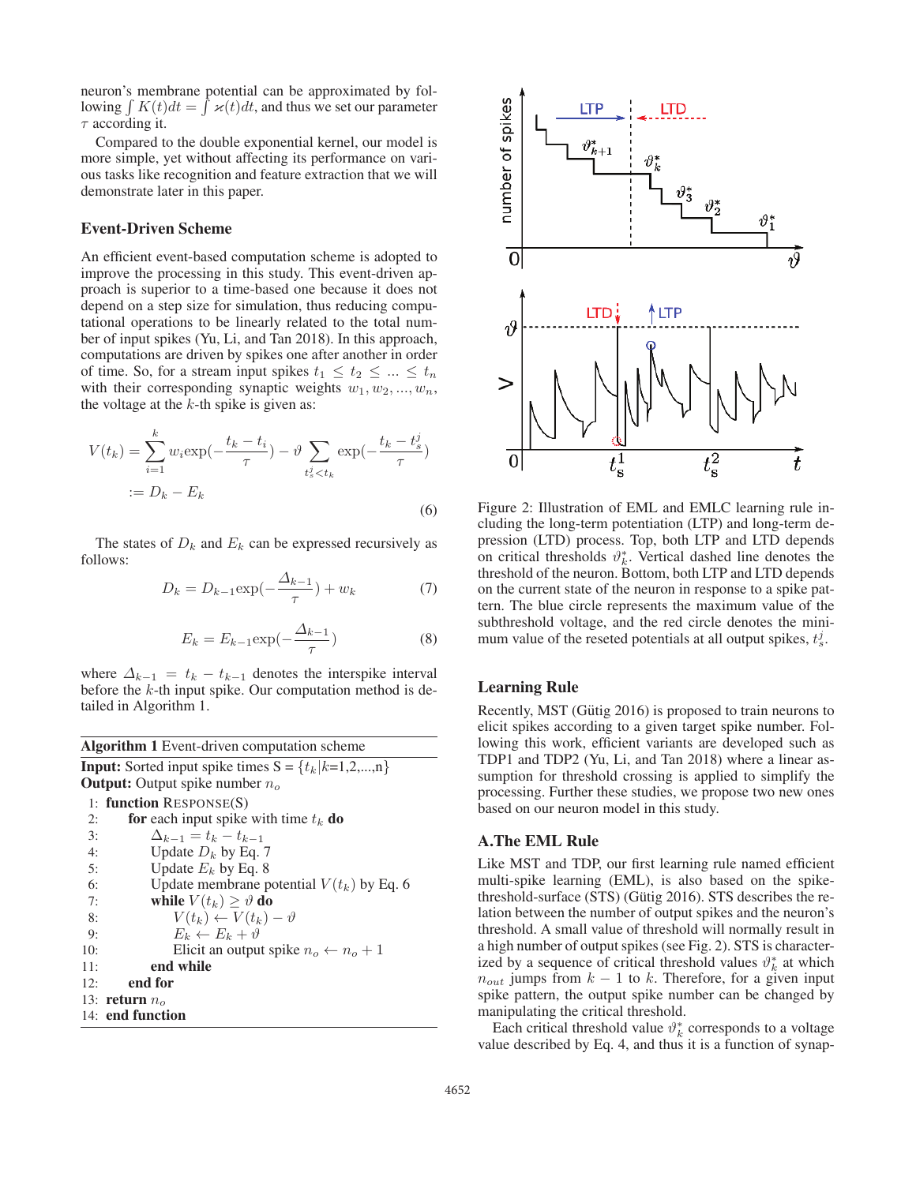neuron's membrane potential can be approximated by following $\int K(t)dt = \int \varkappa(t)dt$, and thus we set our parameter $\tau$ according it.

Compared to the double exponential kernel, our model is more simple, yet without affecting its performance on various tasks like recognition and feature extraction that we will demonstrate later in this paper.

### Event-Driven Scheme

An efficient event-based computation scheme is adopted to improve the processing in this study. This event-driven approach is superior to a time-based one because it does not depend on a step size for simulation, thus reducing computational operations to be linearly related to the total number of input spikes (Yu, Li, and Tan 2018). In this approach, computations are driven by spikes one after another in order of time. So, for a stream input spikes $t_1 \leq t_2 \leq \ldots \leq t_n$ with their corresponding synaptic weights $w_1, w_2, \ldots, w_n$, the voltage at the $k$-th spike is given as:

$$V(t_k) = \sum_{i=1}^{k} w_i \exp(-\frac{t_k - t_i}{\tau}) - \vartheta \sum_{t_s^j < t_k} \exp(-\frac{t_k - t_s^j}{\tau}) \\ := D_k - E_k \tag{6}$$

The states of $D_k$ and $E_k$ can be expressed recursively as follows:

$$D_k = D_{k-1}\exp(-\frac{\Delta_{k-1}}{\tau}) + w_k \tag{7}$$

$$E_k = E_{k-1}\exp(-\frac{\Delta_{k-1}}{\tau}) \tag{8}$$

where $\Delta_{k-1} = t_k - t_{k-1}$ denotes the interspike interval before the $k$-th input spike. Our computation method is detailed in Algorithm 1.

**Algorithm 1** Event-driven computation scheme

**Input:** Sorted input spike times S = $\{t_k|k$=1,2,...,n$\}$
**Output:** Output spike number $n_o$

```
1:  function RESPONSE(S)
2:      for each input spike with time t_k do
3:          Δ_{k-1} = t_k − t_{k-1}
4:          Update D_k by Eq. 7
5:          Update E_k by Eq. 8
6:          Update membrane potential V(t_k) by Eq. 6
7:          while V(t_k) ≥ ϑ do
8:              V(t_k) ← V(t_k) − ϑ
9:              E_k ← E_k + ϑ
10:             Elicit an output spike n_o ← n_o + 1
11:         end while
12:     end for
13: return n_o
14: end function
```

Figure 2: Illustration of EML and EMLC learning rule including the long-term potentiation (LTP) and long-term depression (LTD) process. Top, both LTP and LTD depends on critical thresholds $\vartheta_k^*$. Vertical dashed line denotes the threshold of the neuron. Bottom, both LTP and LTD depends on the current state of the neuron in response to a spike pattern. The blue circle represents the maximum value of the subthreshold voltage, and the red circle denotes the minimum value of the reseted potentials at all output spikes, $t_s^j$.

### Learning Rule

Recently, MST (Gütig 2016) is proposed to train neurons to elicit spikes according to a given target spike number. Following this work, efficient variants are developed such as TDP1 and TDP2 (Yu, Li, and Tan 2018) where a linear assumption for threshold crossing is applied to simplify the processing. Further these studies, we propose two new ones based on our neuron model in this study.

### A.The EML Rule

Like MST and TDP, our first learning rule named efficient multi-spike learning (EML), is also based on the spike-threshold-surface (STS) (Gütig 2016). STS describes the relation between the number of output spikes and the neuron's threshold. A small value of threshold will normally result in a high number of output spikes (see Fig. 2). STS is characterized by a sequence of critical threshold values $\vartheta_k^*$ at which $n_{out}$ jumps from $k-1$ to $k$. Therefore, for a given input spike pattern, the output spike number can be changed by manipulating the critical threshold.

Each critical threshold value $\vartheta_k^*$ corresponds to a voltage value described by Eq. 4, and thus it is a function of synap-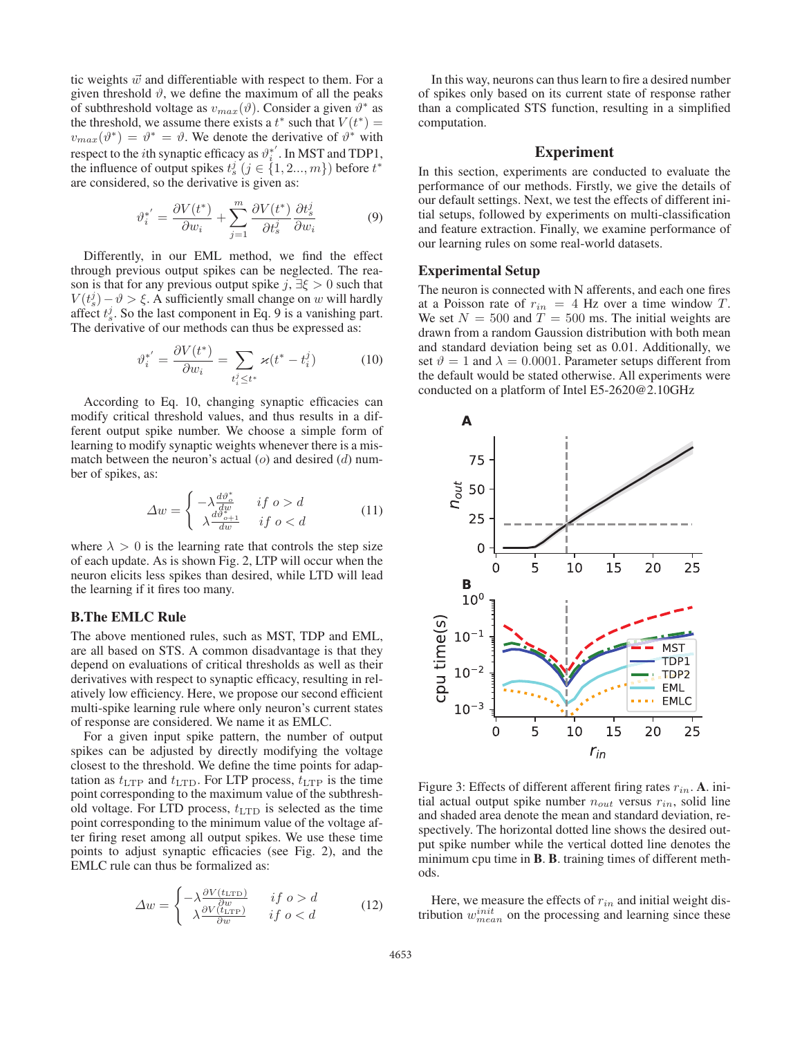tic weights $\vec{w}$ and differentiable with respect to them. For a given threshold $\vartheta$, we define the maximum of all the peaks of subthreshold voltage as $v_{max}(\vartheta)$. Consider a given $\vartheta^*$ as the threshold, we assume there exists a $t^*$ such that $V(t^*) = v_{max}(\vartheta^*) = \vartheta^* = \vartheta$. We denote the derivative of $\vartheta^*$ with respect to the $i$th synaptic efficacy as $\vartheta_i^{*'}$. In MST and TDP1, the influence of output spikes $t_s^j$ $(j \in \{1, 2..., m\})$ before $t^*$ are considered, so the derivative is given as:

$$\vartheta_i^{*'} = \frac{\partial V(t^*)}{\partial w_i} + \sum_{j=1}^{m} \frac{\partial V(t^*)}{\partial t_s^j} \frac{\partial t_s^j}{\partial w_i} \tag{9}$$

Differently, in our EML method, we find the effect through previous output spikes can be neglected. The reason is that for any previous output spike $j$, $\exists \xi > 0$ such that $V(t_s^j) - \vartheta > \xi$. A sufficiently small change on $w$ will hardly affect $t_s^j$. So the last component in Eq. 9 is a vanishing part. The derivative of our methods can thus be expressed as:

$$\vartheta_i^{*'} = \frac{\partial V(t^*)}{\partial w_i} = \sum_{t_i^j \leq t^*} \varkappa(t^* - t_i^j) \tag{10}$$

According to Eq. 10, changing synaptic efficacies can modify critical threshold values, and thus results in a different output spike number. We choose a simple form of learning to modify synaptic weights whenever there is a mismatch between the neuron's actual ($o$) and desired ($d$) number of spikes, as:

$$\Delta w = \begin{cases} -\lambda \frac{d\vartheta_o^*}{dw} & if\ o > d \\ \lambda \frac{d\vartheta_{o+1}^*}{dw} & if\ o < d \end{cases} \tag{11}$$

where $\lambda > 0$ is the learning rate that controls the step size of each update. As is shown Fig. 2, LTP will occur when the neuron elicits less spikes than desired, while LTD will lead the learning if it fires too many.

## B.The EMLC Rule

The above mentioned rules, such as MST, TDP and EML, are all based on STS. A common disadvantage is that they depend on evaluations of critical thresholds as well as their derivatives with respect to synaptic efficacy, resulting in relatively low efficiency. Here, we propose our second efficient multi-spike learning rule where only neuron's current states of response are considered. We name it as EMLC.

For a given input spike pattern, the number of output spikes can be adjusted by directly modifying the voltage closest to the threshold. We define the time points for adaptation as $t_{\mathrm{LTP}}$ and $t_{\mathrm{LTD}}$. For LTP process, $t_{\mathrm{LTP}}$ is the time point corresponding to the maximum value of the subthreshold voltage. For LTD process, $t_{\mathrm{LTD}}$ is selected as the time point corresponding to the minimum value of the voltage after firing reset among all output spikes. We use these time points to adjust synaptic efficacies (see Fig. 2), and the EMLC rule can thus be formalized as:

$$\Delta w = \begin{cases} -\lambda \frac{\partial V(t_{\mathrm{LTD}})}{\partial w} & if\ o > d \\ \lambda \frac{\partial V(t_{\mathrm{LTP}})}{\partial w} & if\ o < d \end{cases} \tag{12}$$

In this way, neurons can thus learn to fire a desired number of spikes only based on its current state of response rather than a complicated STS function, resulting in a simplified computation.

# Experiment

In this section, experiments are conducted to evaluate the performance of our methods. Firstly, we give the details of our default settings. Next, we test the effects of different initial setups, followed by experiments on multi-classification and feature extraction. Finally, we examine performance of our learning rules on some real-world datasets.

## Experimental Setup

The neuron is connected with N afferents, and each one fires at a Poisson rate of $r_{in} = 4$ Hz over a time window $T$. We set $N = 500$ and $T = 500$ ms. The initial weights are drawn from a random Gaussion distribution with both mean and standard deviation being set as 0.01. Additionally, we set $\vartheta = 1$ and $\lambda = 0.0001$. Parameter setups different from the default would be stated otherwise. All experiments were conducted on a platform of Intel E5-2620@2.10GHz

Figure 3: Effects of different afferent firing rates $r_{in}$. **A**. initial actual output spike number $n_{out}$ versus $r_{in}$, solid line and shaded area denote the mean and standard deviation, respectively. The horizontal dotted line shows the desired output spike number while the vertical dotted line denotes the minimum cpu time in **B**. **B**. training times of different methods.

Here, we measure the effects of $r_{in}$ and initial weight distribution $w_{mean}^{init}$ on the processing and learning since these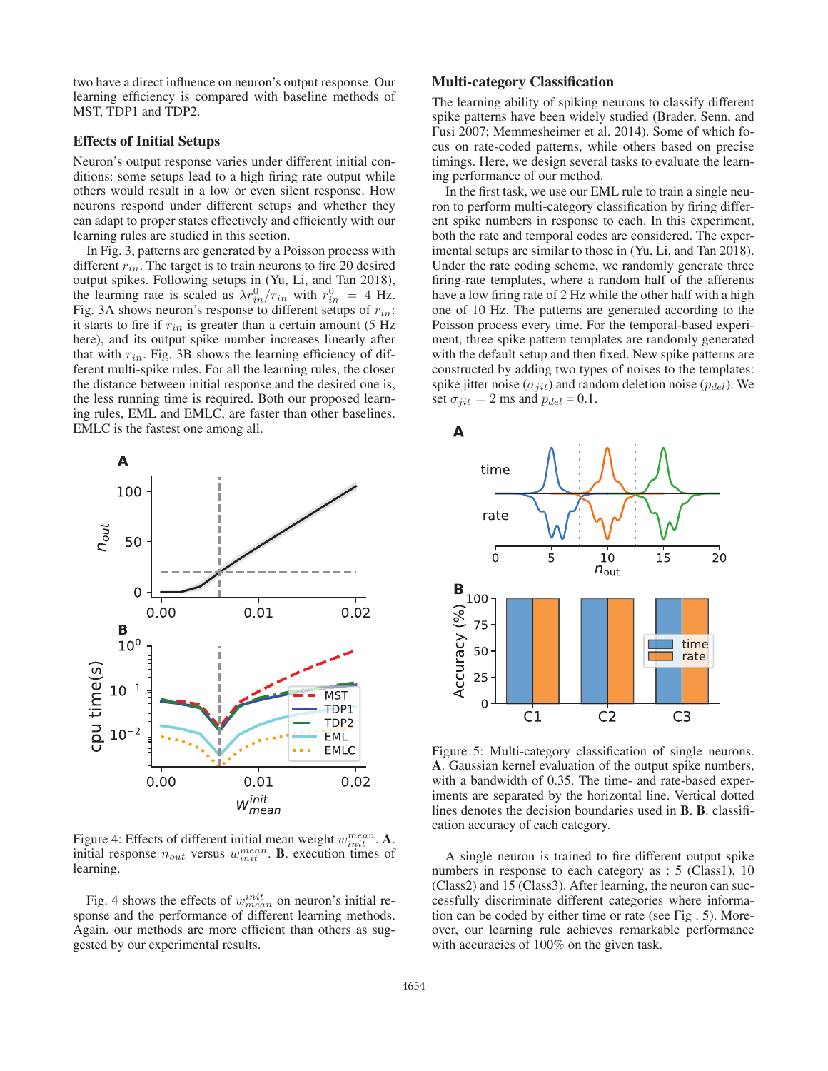two have a direct influence on neuron's output response. Our learning efficiency is compared with baseline methods of MST, TDP1 and TDP2.

### Effects of Initial Setups

Neuron's output response varies under different initial conditions: some setups lead to a high firing rate output while others would result in a low or even silent response. How neurons respond under different setups and whether they can adapt to proper states effectively and efficiently with our learning rules are studied in this section.

In Fig. 3, patterns are generated by a Poisson process with different $r_{in}$. The target is to train neurons to fire 20 desired output spikes. Following setups in (Yu, Li, and Tan 2018), the learning rate is scaled as $\lambda r_{in}^0 / r_{in}$ with $r_{in}^0 = 4$ Hz. Fig. 3A shows neuron's response to different setups of $r_{in}$: it starts to fire if $r_{in}$ is greater than a certain amount (5 Hz here), and its output spike number increases linearly after that with $r_{in}$. Fig. 3B shows the learning efficiency of different multi-spike rules. For all the learning rules, the closer the distance between initial response and the desired one is, the less running time is required. Both our proposed learning rules, EML and EMLC, are faster than other baselines. EMLC is the fastest one among all.

Figure 4: Effects of different initial mean weight $w_{init}^{mean}$. **A**. initial response $n_{out}$ versus $w_{init}^{mean}$. **B**. execution times of learning.

Fig. 4 shows the effects of $w_{mean}^{init}$ on neuron's initial response and the performance of different learning methods. Again, our methods are more efficient than others as suggested by our experimental results.

### Multi-category Classification

The learning ability of spiking neurons to classify different spike patterns have been widely studied (Brader, Senn, and Fusi 2007; Memmesheimer et al. 2014). Some of which focus on rate-coded patterns, while others based on precise timings. Here, we design several tasks to evaluate the learning performance of our method.

In the first task, we use our EML rule to train a single neuron to perform multi-category classification by firing different spike numbers in response to each. In this experiment, both the rate and temporal codes are considered. The experimental setups are similar to those in (Yu, Li, and Tan 2018). Under the rate coding scheme, we randomly generate three firing-rate templates, where a random half of the afferents have a low firing rate of 2 Hz while the other half with a high one of 10 Hz. The patterns are generated according to the Poisson process every time. For the temporal-based experiment, three spike pattern templates are randomly generated with the default setup and then fixed. New spike patterns are constructed by adding two types of noises to the templates: spike jitter noise ($\sigma_{jit}$) and random deletion noise ($p_{del}$). We set $\sigma_{jit} = 2$ ms and $p_{del} = 0.1$.

Figure 5: Multi-category classification of single neurons. **A**. Gaussian kernel evaluation of the output spike numbers, with a bandwidth of 0.35. The time- and rate-based experiments are separated by the horizontal line. Vertical dotted lines denotes the decision boundaries used in **B**. **B**. classification accuracy of each category.

A single neuron is trained to fire different output spike numbers in response to each category as : 5 (Class1), 10 (Class2) and 15 (Class3). After learning, the neuron can successfully discriminate different categories where information can be coded by either time or rate (see Fig . 5). Moreover, our learning rule achieves remarkable performance with accuracies of 100% on the given task.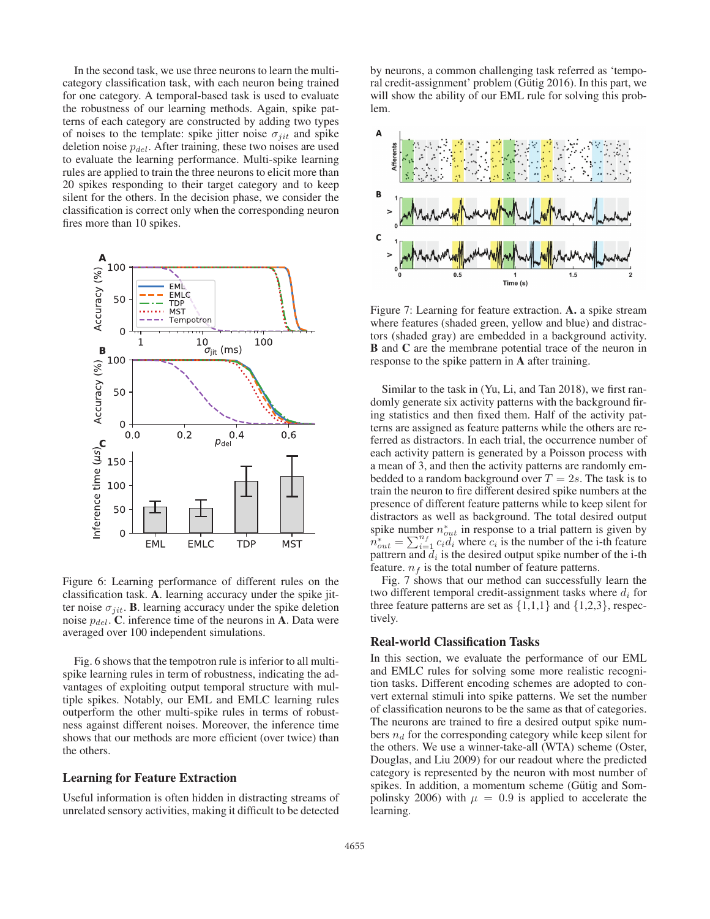In the second task, we use three neurons to learn the multi-category classification task, with each neuron being trained for one category. A temporal-based task is used to evaluate the robustness of our learning methods. Again, spike patterns of each category are constructed by adding two types of noises to the template: spike jitter noise $\sigma_{jit}$ and spike deletion noise $p_{del}$. After training, these two noises are used to evaluate the learning performance. Multi-spike learning rules are applied to train the three neurons to elicit more than 20 spikes responding to their target category and to keep silent for the others. In the decision phase, we consider the classification is correct only when the corresponding neuron fires more than 10 spikes.

Figure 6: Learning performance of different rules on the classification task. **A**. learning accuracy under the spike jitter noise $\sigma_{jit}$. **B**. learning accuracy under the spike deletion noise $p_{del}$. **C**. inference time of the neurons in **A**. Data were averaged over 100 independent simulations.

Fig. 6 shows that the tempotron rule is inferior to all multi-spike learning rules in term of robustness, indicating the advantages of exploiting output temporal structure with multiple spikes. Notably, our EML and EMLC learning rules outperform the other multi-spike rules in terms of robustness against different noises. Moreover, the inference time shows that our methods are more efficient (over twice) than the others.

## Learning for Feature Extraction

Useful information is often hidden in distracting streams of unrelated sensory activities, making it difficult to be detected by neurons, a common challenging task referred as 'temporal credit-assignment' problem (Gütig 2016). In this part, we will show the ability of our EML rule for solving this problem.

Figure 7: Learning for feature extraction. **A.** a spike stream where features (shaded green, yellow and blue) and distractors (shaded gray) are embedded in a background activity. **B** and **C** are the membrane potential trace of the neuron in response to the spike pattern in **A** after training.

Similar to the task in (Yu, Li, and Tan 2018), we first randomly generate six activity patterns with the background firing statistics and then fixed them. Half of the activity patterns are assigned as feature patterns while the others are referred as distractors. In each trial, the occurrence number of each activity pattern is generated by a Poisson process with a mean of 3, and then the activity patterns are randomly embedded to a random background over $T = 2s$. The task is to train the neuron to fire different desired spike numbers at the presence of different feature patterns while to keep silent for distractors as well as background. The total desired output spike number $n_{out}^*$ in response to a trial pattern is given by $n_{out}^* = \sum_{i=1}^{n_f} c_i d_i$ where $c_i$ is the number of the i-th feature parttern and $d_i$ is the desired output spike number of the i-th feature. $n_f$ is the total number of feature patterns.

Fig. 7 shows that our method can successfully learn the two different temporal credit-assignment tasks where $d_i$ for three feature patterns are set as {1,1,1} and {1,2,3}, respectively.

## Real-world Classification Tasks

In this section, we evaluate the performance of our EML and EMLC rules for solving some more realistic recognition tasks. Different encoding schemes are adopted to convert external stimuli into spike patterns. We set the number of classification neurons to be the same as that of categories. The neurons are trained to fire a desired output spike numbers $n_d$ for the corresponding category while keep silent for the others. We use a winner-take-all (WTA) scheme (Oster, Douglas, and Liu 2009) for our readout where the predicted category is represented by the neuron with most number of spikes. In addition, a momentum scheme (Gütig and Sompolinsky 2006) with $\mu = 0.9$ is applied to accelerate the learning.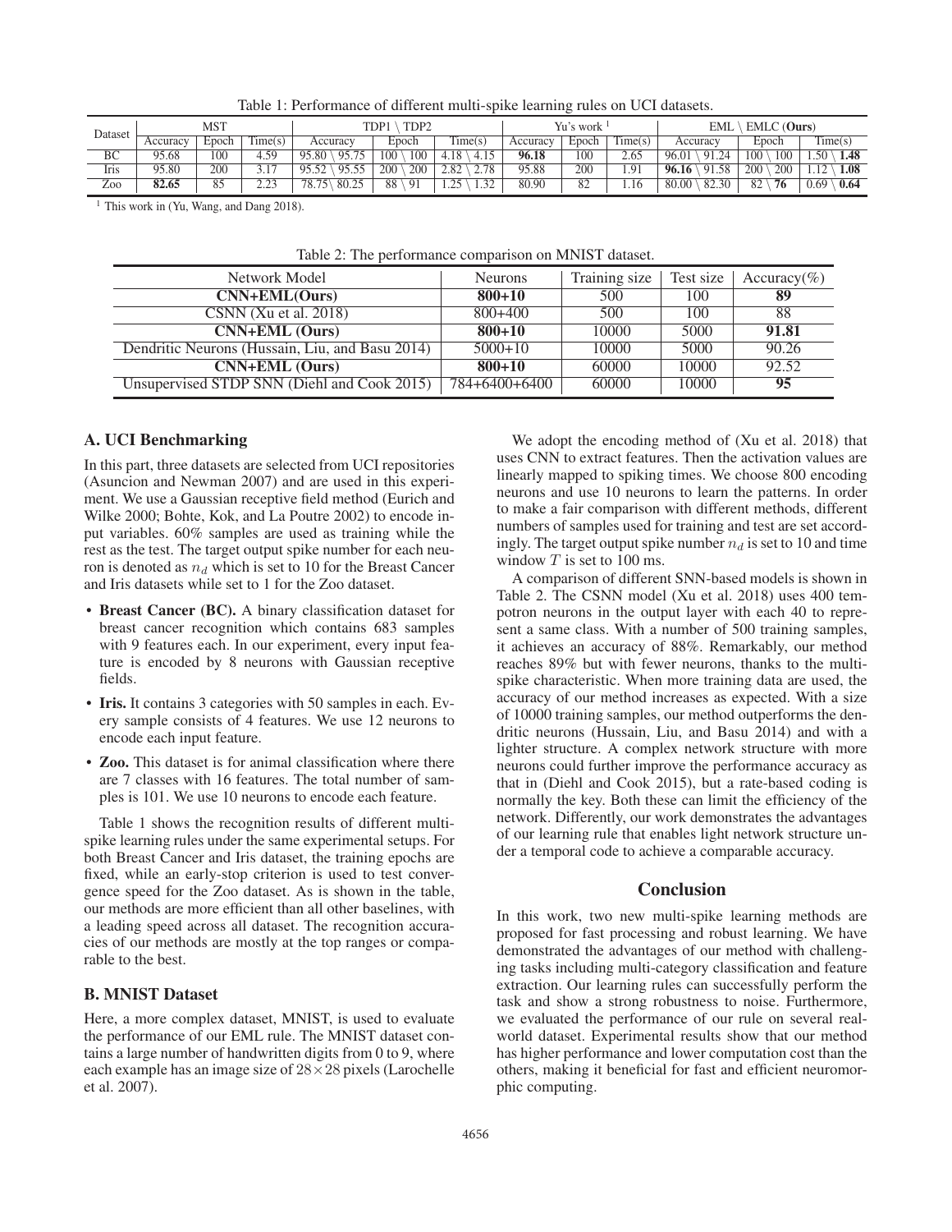Table 1: Performance of different multi-spike learning rules on UCI datasets.

| Dataset | MST | | | TDP1 \ TDP2 | | | Yu's work [1] | | | EML \ EMLC (**Ours**) | | |
|---|---|---|---|---|---|---|---|---|---|---|---|---|
| | Accuracy | Epoch | Time(s) | Accuracy | Epoch | Time(s) | Accuracy | Epoch | Time(s) | Accuracy | Epoch | Time(s) |
| BC | 95.68 | 100 | 4.59 | 95.80 \ 95.75 | 100 \ 100 | 4.18 \ 4.15 | **96.18** | 100 | 2.65 | 96.01 \ 91.24 | 100 \ 100 | 1.50 \ **1.48** |
| Iris | 95.80 | 200 | 3.17 | 95.52 \ 95.55 | 200 \ 200 | 2.82 \ 2.78 | 95.88 | 200 | 1.91 | **96.16** \ 91.58 | 200 \ 200 | 1.12 \ **1.08** |
| Zoo | **82.65** | 85 | 2.23 | 78.75\ 80.25 | 88 \ 91 | 1.25 \ 1.32 | 80.90 | 82 | 1.16 | 80.00 \ 82.30 | 82 \ **76** | 0.69 \ **0.64** |

[1] This work in (Yu, Wang, and Dang 2018).

Table 2: The performance comparison on MNIST dataset.

| Network Model | Neurons | Training size | Test size | Accuracy(%) |
|---|---|---|---|---|
| **CNN+EML(Ours)** | **800+10** | 500 | 100 | **89** |
| CSNN (Xu et al. 2018) | 800+400 | 500 | 100 | 88 |
| **CNN+EML (Ours)** | **800+10** | 10000 | 5000 | **91.81** |
| Dendritic Neurons (Hussain, Liu, and Basu 2014) | 5000+10 | 10000 | 5000 | 90.26 |
| **CNN+EML (Ours)** | **800+10** | 60000 | 10000 | 92.52 |
| Unsupervised STDP SNN (Diehl and Cook 2015) | 784+6400+6400 | 60000 | 10000 | **95** |

### A. UCI Benchmarking

In this part, three datasets are selected from UCI repositories (Asuncion and Newman 2007) and are used in this experiment. We use a Gaussian receptive field method (Eurich and Wilke 2000; Bohte, Kok, and La Poutre 2002) to encode input variables. 60% samples are used as training while the rest as the test. The target output spike number for each neuron is denoted as $n_d$ which is set to 10 for the Breast Cancer and Iris datasets while set to 1 for the Zoo dataset.

- **Breast Cancer (BC).** A binary classification dataset for breast cancer recognition which contains 683 samples with 9 features each. In our experiment, every input feature is encoded by 8 neurons with Gaussian receptive fields.
- **Iris.** It contains 3 categories with 50 samples in each. Every sample consists of 4 features. We use 12 neurons to encode each input feature.
- **Zoo.** This dataset is for animal classification where there are 7 classes with 16 features. The total number of samples is 101. We use 10 neurons to encode each feature.

Table 1 shows the recognition results of different multi-spike learning rules under the same experimental setups. For both Breast Cancer and Iris dataset, the training epochs are fixed, while an early-stop criterion is used to test convergence speed for the Zoo dataset. As is shown in the table, our methods are more efficient than all other baselines, with a leading speed across all dataset. The recognition accuracies of our methods are mostly at the top ranges or comparable to the best.

### B. MNIST Dataset

Here, a more complex dataset, MNIST, is used to evaluate the performance of our EML rule. The MNIST dataset contains a large number of handwritten digits from 0 to 9, where each example has an image size of $28 \times 28$ pixels (Larochelle et al. 2007).

We adopt the encoding method of (Xu et al. 2018) that uses CNN to extract features. Then the activation values are linearly mapped to spiking times. We choose 800 encoding neurons and use 10 neurons to learn the patterns. In order to make a fair comparison with different methods, different numbers of samples used for training and test are set accordingly. The target output spike number $n_d$ is set to 10 and time window $T$ is set to 100 ms.

A comparison of different SNN-based models is shown in Table 2. The CSNN model (Xu et al. 2018) uses 400 tempotron neurons in the output layer with each 40 to represent a same class. With a number of 500 training samples, it achieves an accuracy of 88%. Remarkably, our method reaches 89% but with fewer neurons, thanks to the multi-spike characteristic. When more training data are used, the accuracy of our method increases as expected. With a size of 10000 training samples, our method outperforms the dendritic neurons (Hussain, Liu, and Basu 2014) and with a lighter structure. A complex network structure with more neurons could further improve the performance accuracy as that in (Diehl and Cook 2015), but a rate-based coding is normally the key. Both these can limit the efficiency of the network. Differently, our work demonstrates the advantages of our learning rule that enables light network structure under a temporal code to achieve a comparable accuracy.

## Conclusion

In this work, two new multi-spike learning methods are proposed for fast processing and robust learning. We have demonstrated the advantages of our method with challenging tasks including multi-category classification and feature extraction. Our learning rules can successfully perform the task and show a strong robustness to noise. Furthermore, we evaluated the performance of our rule on several real-world dataset. Experimental results show that our method has higher performance and lower computation cost than the others, making it beneficial for fast and efficient neuromorphic computing.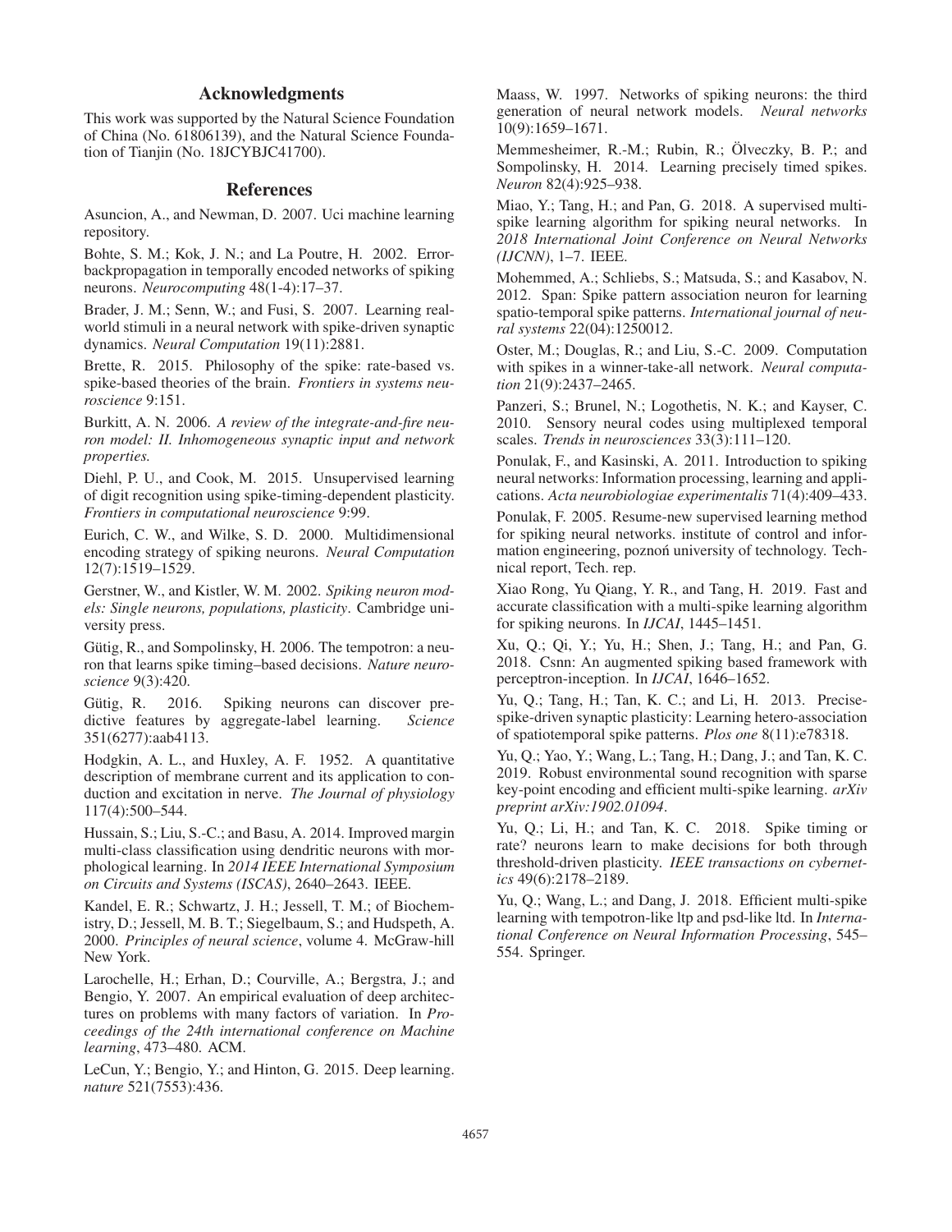## Acknowledgments

This work was supported by the Natural Science Foundation of China (No. 61806139), and the Natural Science Foundation of Tianjin (No. 18JCYBJC41700).

## References

Asuncion, A., and Newman, D. 2007. Uci machine learning repository.

Bohte, S. M.; Kok, J. N.; and La Poutre, H. 2002. Error-backpropagation in temporally encoded networks of spiking neurons. *Neurocomputing* 48(1-4):17–37.

Brader, J. M.; Senn, W.; and Fusi, S. 2007. Learning real-world stimuli in a neural network with spike-driven synaptic dynamics. *Neural Computation* 19(11):2881.

Brette, R. 2015. Philosophy of the spike: rate-based vs. spike-based theories of the brain. *Frontiers in systems neuroscience* 9:151.

Burkitt, A. N. 2006. *A review of the integrate-and-fire neuron model: II. Inhomogeneous synaptic input and network properties.*

Diehl, P. U., and Cook, M. 2015. Unsupervised learning of digit recognition using spike-timing-dependent plasticity. *Frontiers in computational neuroscience* 9:99.

Eurich, C. W., and Wilke, S. D. 2000. Multidimensional encoding strategy of spiking neurons. *Neural Computation* 12(7):1519–1529.

Gerstner, W., and Kistler, W. M. 2002. *Spiking neuron models: Single neurons, populations, plasticity*. Cambridge university press.

Gütig, R., and Sompolinsky, H. 2006. The tempotron: a neuron that learns spike timing–based decisions. *Nature neuroscience* 9(3):420.

Gütig, R. 2016. Spiking neurons can discover predictive features by aggregate-label learning. *Science* 351(6277):aab4113.

Hodgkin, A. L., and Huxley, A. F. 1952. A quantitative description of membrane current and its application to conduction and excitation in nerve. *The Journal of physiology* 117(4):500–544.

Hussain, S.; Liu, S.-C.; and Basu, A. 2014. Improved margin multi-class classification using dendritic neurons with morphological learning. In *2014 IEEE International Symposium on Circuits and Systems (ISCAS)*, 2640–2643. IEEE.

Kandel, E. R.; Schwartz, J. H.; Jessell, T. M.; of Biochemistry, D.; Jessell, M. B. T.; Siegelbaum, S.; and Hudspeth, A. 2000. *Principles of neural science*, volume 4. McGraw-hill New York.

Larochelle, H.; Erhan, D.; Courville, A.; Bergstra, J.; and Bengio, Y. 2007. An empirical evaluation of deep architectures on problems with many factors of variation. In *Proceedings of the 24th international conference on Machine learning*, 473–480. ACM.

LeCun, Y.; Bengio, Y.; and Hinton, G. 2015. Deep learning. *nature* 521(7553):436.

Maass, W. 1997. Networks of spiking neurons: the third generation of neural network models. *Neural networks* 10(9):1659–1671.

Memmesheimer, R.-M.; Rubin, R.; Ölveczky, B. P.; and Sompolinsky, H. 2014. Learning precisely timed spikes. *Neuron* 82(4):925–938.

Miao, Y.; Tang, H.; and Pan, G. 2018. A supervised multi-spike learning algorithm for spiking neural networks. In *2018 International Joint Conference on Neural Networks (IJCNN)*, 1–7. IEEE.

Mohemmed, A.; Schliebs, S.; Matsuda, S.; and Kasabov, N. 2012. Span: Spike pattern association neuron for learning spatio-temporal spike patterns. *International journal of neural systems* 22(04):1250012.

Oster, M.; Douglas, R.; and Liu, S.-C. 2009. Computation with spikes in a winner-take-all network. *Neural computation* 21(9):2437–2465.

Panzeri, S.; Brunel, N.; Logothetis, N. K.; and Kayser, C. 2010. Sensory neural codes using multiplexed temporal scales. *Trends in neurosciences* 33(3):111–120.

Ponulak, F., and Kasinski, A. 2011. Introduction to spiking neural networks: Information processing, learning and applications. *Acta neurobiologiae experimentalis* 71(4):409–433.

Ponulak, F. 2005. Resume-new supervised learning method for spiking neural networks. institute of control and information engineering, poznoń university of technology. Technical report, Tech. rep.

Xiao Rong, Yu Qiang, Y. R., and Tang, H. 2019. Fast and accurate classification with a multi-spike learning algorithm for spiking neurons. In *IJCAI*, 1445–1451.

Xu, Q.; Qi, Y.; Yu, H.; Shen, J.; Tang, H.; and Pan, G. 2018. Csnn: An augmented spiking based framework with perceptron-inception. In *IJCAI*, 1646–1652.

Yu, Q.; Tang, H.; Tan, K. C.; and Li, H. 2013. Precise-spike-driven synaptic plasticity: Learning hetero-association of spatiotemporal spike patterns. *Plos one* 8(11):e78318.

Yu, Q.; Yao, Y.; Wang, L.; Tang, H.; Dang, J.; and Tan, K. C. 2019. Robust environmental sound recognition with sparse key-point encoding and efficient multi-spike learning. *arXiv preprint arXiv:1902.01094*.

Yu, Q.; Li, H.; and Tan, K. C. 2018. Spike timing or rate? neurons learn to make decisions for both through threshold-driven plasticity. *IEEE transactions on cybernetics* 49(6):2178–2189.

Yu, Q.; Wang, L.; and Dang, J. 2018. Efficient multi-spike learning with tempotron-like ltp and psd-like ltd. In *International Conference on Neural Information Processing*, 545–554. Springer.